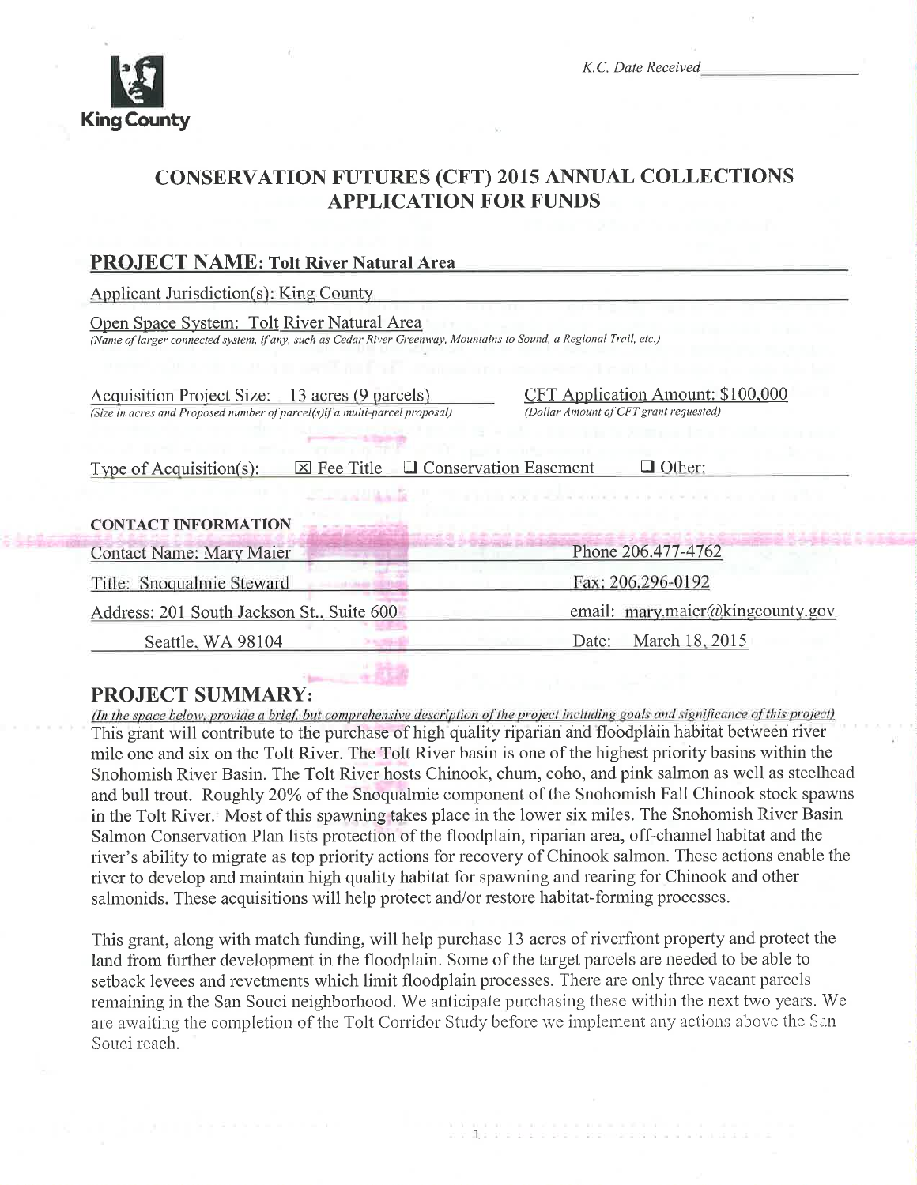King County

K.C. Date Received ____________

# CONSERVATION FUTURES (CFT) 2015 ANNUAL COLLECTIONS APPLICATION FOR FUNDS

## PROJECT NAME: Tolt River Natural Area

Applicant Jurisdiction(s): King County

Open Space System: Tolt River Natural Area
*(Name of larger connected system, if any, such as Cedar River Greenway, Mountains to Sound, a Regional Trail, etc.)*

Acquisition Project Size: 13 acres (9 parcels)
*(Size in acres and Proposed number of parcel(s)if a multi-parcel proposal)*

CFT Application Amount: $100,000
*(Dollar Amount of CFT grant requested)*

Type of Acquisition(s): ☒ Fee Title ☐ Conservation Easement ☐ Other:

**CONTACT INFORMATION**

| | |
|---|---|
| Contact Name: Mary Maier | Phone 206.477-4762 |
| Title: Snoqualmie Steward | Fax: 206.296-0192 |
| Address: 201 South Jackson St., Suite 600 | email: mary.maier@kingcounty.gov |
| Seattle, WA 98104 | Date: March 18, 2015 |

## PROJECT SUMMARY:

*(In the space below, provide a brief, but comprehensive description of the project including goals and significance of this project)*

This grant will contribute to the purchase of high quality riparian and floodplain habitat between river mile one and six on the Tolt River. The Tolt River basin is one of the highest priority basins within the Snohomish River Basin. The Tolt River hosts Chinook, chum, coho, and pink salmon as well as steelhead and bull trout. Roughly 20% of the Snoqualmie component of the Snohomish Fall Chinook stock spawns in the Tolt River. Most of this spawning takes place in the lower six miles. The Snohomish River Basin Salmon Conservation Plan lists protection of the floodplain, riparian area, off-channel habitat and the river's ability to migrate as top priority actions for recovery of Chinook salmon. These actions enable the river to develop and maintain high quality habitat for spawning and rearing for Chinook and other salmonids. These acquisitions will help protect and/or restore habitat-forming processes.

This grant, along with match funding, will help purchase 13 acres of riverfront property and protect the land from further development in the floodplain. Some of the target parcels are needed to be able to setback levees and revetments which limit floodplain processes. There are only three vacant parcels remaining in the San Souci neighborhood. We anticipate purchasing these within the next two years. We are awaiting the completion of the Tolt Corridor Study before we implement any actions above the San Souci reach.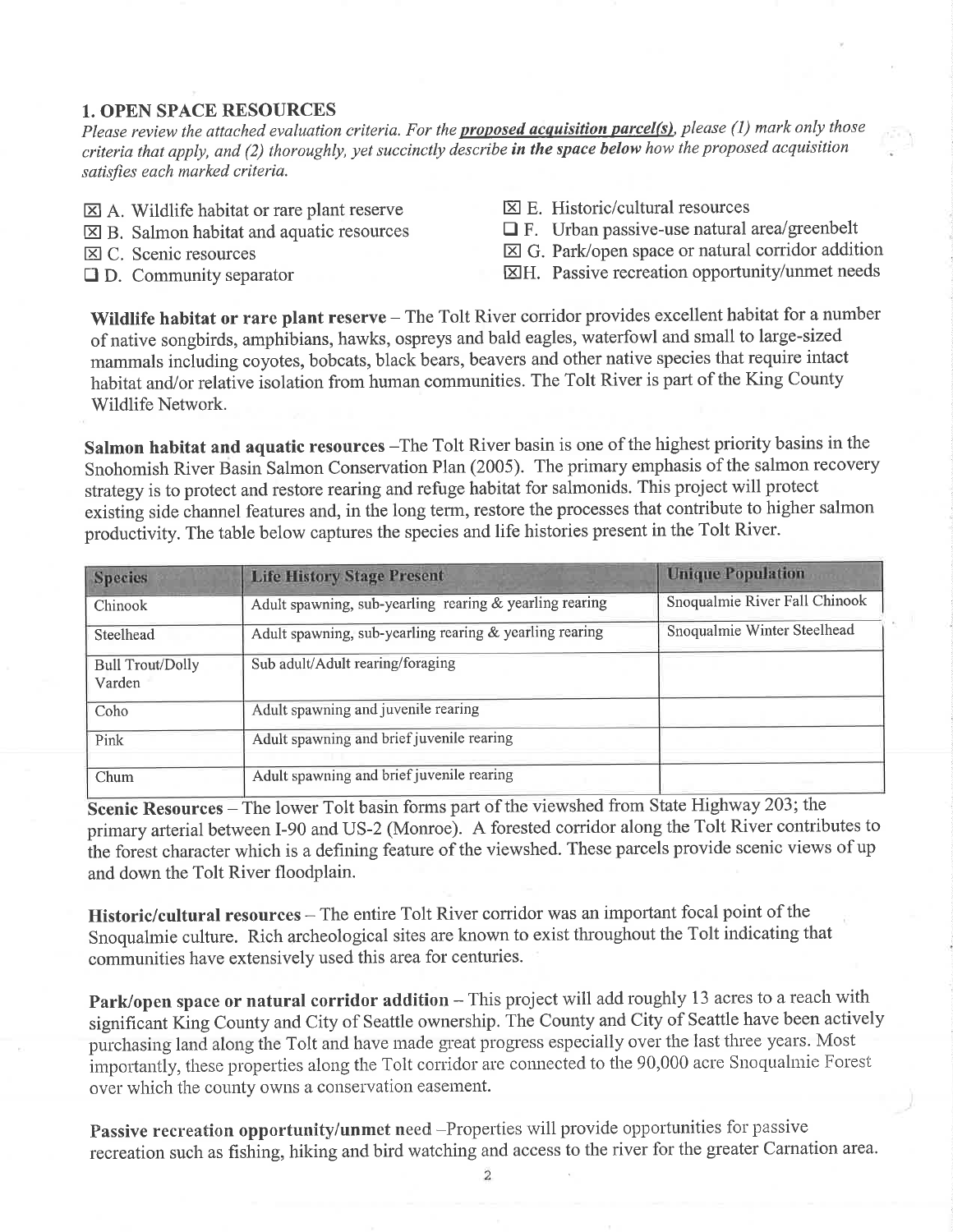## 1. OPEN SPACE RESOURCES

*Please review the attached evaluation criteria. For the* ***proposed acquisition parcel(s)****, please (1) mark only those criteria that apply, and (2) thoroughly, yet succinctly describe* ***in the space below*** *how the proposed acquisition satisfies each marked criteria.*

- ☒ A. Wildlife habitat or rare plant reserve
- ☒ B. Salmon habitat and aquatic resources
- ☒ C. Scenic resources
- ☐ D. Community separator
- ☒ E. Historic/cultural resources
- ☐ F. Urban passive-use natural area/greenbelt
- ☒ G. Park/open space or natural corridor addition
- ☒ H. Passive recreation opportunity/unmet needs

**Wildlife habitat or rare plant reserve** – The Tolt River corridor provides excellent habitat for a number of native songbirds, amphibians, hawks, ospreys and bald eagles, waterfowl and small to large-sized mammals including coyotes, bobcats, black bears, beavers and other native species that require intact habitat and/or relative isolation from human communities. The Tolt River is part of the King County Wildlife Network.

**Salmon habitat and aquatic resources** –The Tolt River basin is one of the highest priority basins in the Snohomish River Basin Salmon Conservation Plan (2005). The primary emphasis of the salmon recovery strategy is to protect and restore rearing and refuge habitat for salmonids. This project will protect existing side channel features and, in the long term, restore the processes that contribute to higher salmon productivity. The table below captures the species and life histories present in the Tolt River.

| Species | Life History Stage Present | Unique Population |
|---|---|---|
| Chinook | Adult spawning, sub-yearling rearing & yearling rearing | Snoqualmie River Fall Chinook |
| Steelhead | Adult spawning, sub-yearling rearing & yearling rearing | Snoqualmie Winter Steelhead |
| Bull Trout/Dolly Varden | Sub adult/Adult rearing/foraging | |
| Coho | Adult spawning and juvenile rearing | |
| Pink | Adult spawning and brief juvenile rearing | |
| Chum | Adult spawning and brief juvenile rearing | |

**Scenic Resources** – The lower Tolt basin forms part of the viewshed from State Highway 203; the primary arterial between I-90 and US-2 (Monroe). A forested corridor along the Tolt River contributes to the forest character which is a defining feature of the viewshed. These parcels provide scenic views of up and down the Tolt River floodplain.

**Historic/cultural resources** – The entire Tolt River corridor was an important focal point of the Snoqualmie culture. Rich archeological sites are known to exist throughout the Tolt indicating that communities have extensively used this area for centuries.

**Park/open space or natural corridor addition** – This project will add roughly 13 acres to a reach with significant King County and City of Seattle ownership. The County and City of Seattle have been actively purchasing land along the Tolt and have made great progress especially over the last three years. Most importantly, these properties along the Tolt corridor are connected to the 90,000 acre Snoqualmie Forest over which the county owns a conservation easement.

**Passive recreation opportunity/unmet need** –Properties will provide opportunities for passive recreation such as fishing, hiking and bird watching and access to the river for the greater Carnation area.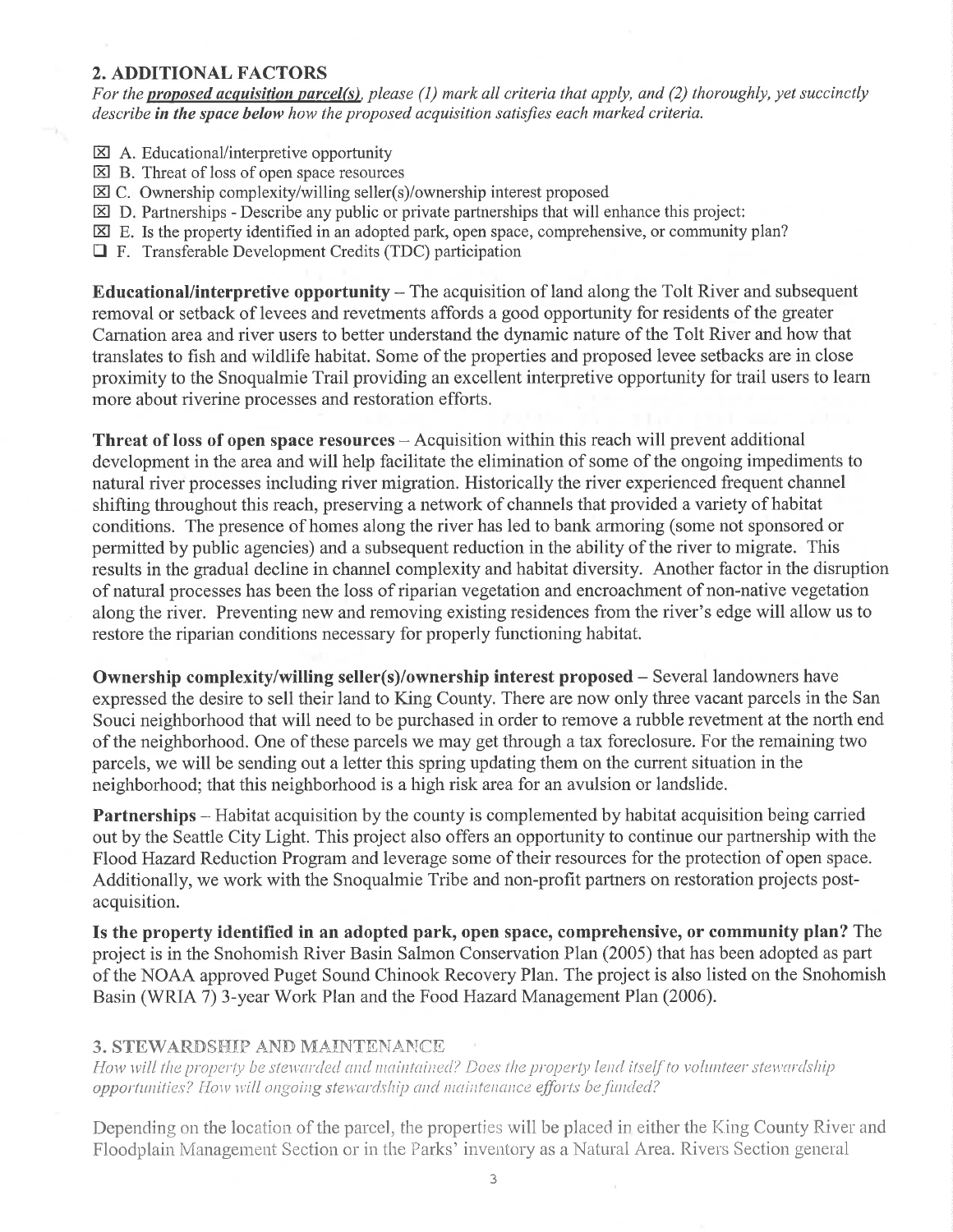## 2. ADDITIONAL FACTORS

*For the* ***proposed acquisition parcel(s)****, please (1) mark all criteria that apply, and (2) thoroughly, yet succinctly describe* ***in the space below*** *how the proposed acquisition satisfies each marked criteria.*

- ☒ A. Educational/interpretive opportunity
- ☒ B. Threat of loss of open space resources
- ☒ C. Ownership complexity/willing seller(s)/ownership interest proposed
- ☒ D. Partnerships - Describe any public or private partnerships that will enhance this project:
- ☒ E. Is the property identified in an adopted park, open space, comprehensive, or community plan?
- ☐ F. Transferable Development Credits (TDC) participation

**Educational/interpretive opportunity** – The acquisition of land along the Tolt River and subsequent removal or setback of levees and revetments affords a good opportunity for residents of the greater Carnation area and river users to better understand the dynamic nature of the Tolt River and how that translates to fish and wildlife habitat. Some of the properties and proposed levee setbacks are in close proximity to the Snoqualmie Trail providing an excellent interpretive opportunity for trail users to learn more about riverine processes and restoration efforts.

**Threat of loss of open space resources** – Acquisition within this reach will prevent additional development in the area and will help facilitate the elimination of some of the ongoing impediments to natural river processes including river migration. Historically the river experienced frequent channel shifting throughout this reach, preserving a network of channels that provided a variety of habitat conditions. The presence of homes along the river has led to bank armoring (some not sponsored or permitted by public agencies) and a subsequent reduction in the ability of the river to migrate. This results in the gradual decline in channel complexity and habitat diversity. Another factor in the disruption of natural processes has been the loss of riparian vegetation and encroachment of non-native vegetation along the river. Preventing new and removing existing residences from the river's edge will allow us to restore the riparian conditions necessary for properly functioning habitat.

**Ownership complexity/willing seller(s)/ownership interest proposed** – Several landowners have expressed the desire to sell their land to King County. There are now only three vacant parcels in the San Souci neighborhood that will need to be purchased in order to remove a rubble revetment at the north end of the neighborhood. One of these parcels we may get through a tax foreclosure. For the remaining two parcels, we will be sending out a letter this spring updating them on the current situation in the neighborhood; that this neighborhood is a high risk area for an avulsion or landslide.

**Partnerships** – Habitat acquisition by the county is complemented by habitat acquisition being carried out by the Seattle City Light. This project also offers an opportunity to continue our partnership with the Flood Hazard Reduction Program and leverage some of their resources for the protection of open space. Additionally, we work with the Snoqualmie Tribe and non-profit partners on restoration projects post-acquisition.

**Is the property identified in an adopted park, open space, comprehensive, or community plan?** The project is in the Snohomish River Basin Salmon Conservation Plan (2005) that has been adopted as part of the NOAA approved Puget Sound Chinook Recovery Plan. The project is also listed on the Snohomish Basin (WRIA 7) 3-year Work Plan and the Food Hazard Management Plan (2006).

## 3. STEWARDSHIP AND MAINTENANCE

*How will the property be stewarded and maintained? Does the property lend itself to volunteer stewardship opportunities? How will ongoing stewardship and maintenance efforts be funded?*

Depending on the location of the parcel, the properties will be placed in either the King County River and Floodplain Management Section or in the Parks' inventory as a Natural Area. Rivers Section general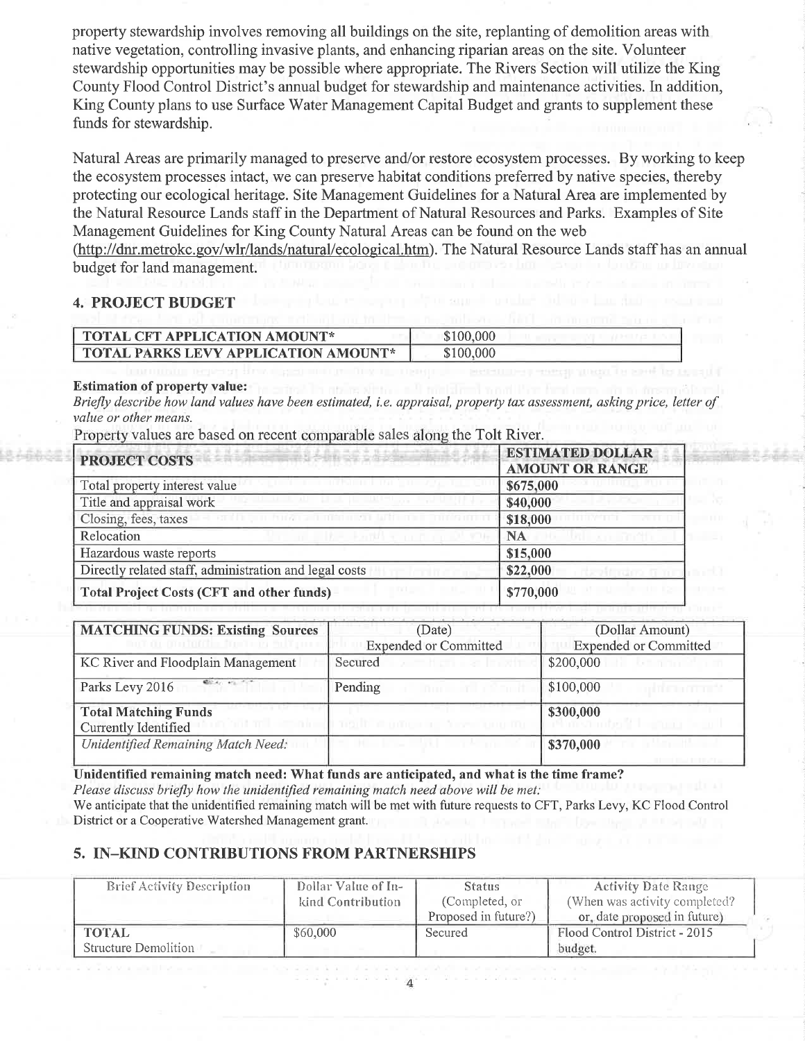property stewardship involves removing all buildings on the site, replanting of demolition areas with native vegetation, controlling invasive plants, and enhancing riparian areas on the site. Volunteer stewardship opportunities may be possible where appropriate. The Rivers Section will utilize the King County Flood Control District's annual budget for stewardship and maintenance activities. In addition, King County plans to use Surface Water Management Capital Budget and grants to supplement these funds for stewardship.

Natural Areas are primarily managed to preserve and/or restore ecosystem processes. By working to keep the ecosystem processes intact, we can preserve habitat conditions preferred by native species, thereby protecting our ecological heritage. Site Management Guidelines for a Natural Area are implemented by the Natural Resource Lands staff in the Department of Natural Resources and Parks. Examples of Site Management Guidelines for King County Natural Areas can be found on the web (http://dnr.metrokc.gov/wlr/lands/natural/ecological.htm). The Natural Resource Lands staff has an annual budget for land management.

## 4. PROJECT BUDGET

| TOTAL CFT APPLICATION AMOUNT* | $100,000 |
|---|---|
| TOTAL PARKS LEVY APPLICATION AMOUNT* | $100,000 |

**Estimation of property value:**

*Briefly describe how land values have been estimated, i.e. appraisal, property tax assessment, asking price, letter of value or other means.*

Property values are based on recent comparable sales along the Tolt River.

| PROJECT COSTS | ESTIMATED DOLLAR AMOUNT OR RANGE |
|---|---|
| Total property interest value | **$675,000** |
| Title and appraisal work | **$40,000** |
| Closing, fees, taxes | **$18,000** |
| Relocation | **NA** |
| Hazardous waste reports | **$15,000** |
| Directly related staff, administration and legal costs | **$22,000** |
| **Total Project Costs (CFT and other funds)** | **$770,000** |

| MATCHING FUNDS: Existing Sources | (Date) Expended or Committed | (Dollar Amount) Expended or Committed |
|---|---|---|
| KC River and Floodplain Management | Secured | $200,000 |
| Parks Levy 2016 | Pending | $100,000 |
| **Total Matching Funds** Currently Identified | | **$300,000** |
| *Unidentified Remaining Match Need:* | | **$370,000** |

**Unidentified remaining match need: What funds are anticipated, and what is the time frame?**

*Please discuss briefly how the unidentified remaining match need above will be met:*

We anticipate that the unidentified remaining match will be met with future requests to CFT, Parks Levy, KC Flood Control District or a Cooperative Watershed Management grant.

## 5. IN–KIND CONTRIBUTIONS FROM PARTNERSHIPS

| Brief Activity Description | Dollar Value of In-kind Contribution | Status (Completed, or Proposed in future?) | Activity Date Range (When was activity completed? or, date proposed in future) |
|---|---|---|---|
| **TOTAL** Structure Demolition | $60,000 | Secured | Flood Control District - 2015 budget. |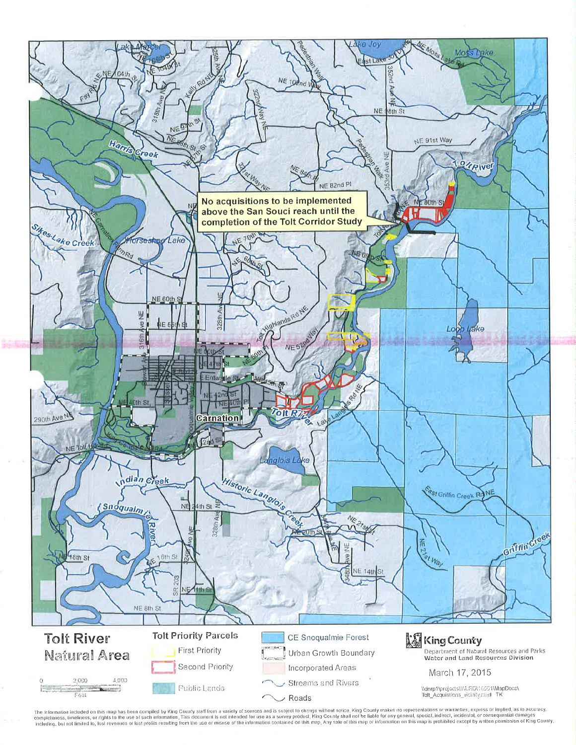No acquisitions to be implemented above the San Souci reach until the completion of the Tolt Corridor Study

# Tolt River Natural Area

**Tolt Priority Parcels**

- First Priority
- Second Priority
- Public Lands

- CE Snoqualmie Forest
- Urban Growth Boundary
- Incorporated Areas
- Streams and Rivers
- Roads

0 2,000 4,000
Feet

**King County**
Department of Natural Resources and Parks
Water and Land Resources Division

March 17, 2015

\\dnrp1\projects\WLRD\15001\MapDocs\Tolt_Acquisitions_vicinity.mxd TK

The information included on this map has been compiled by King County staff from a variety of sources and is subject to change without notice. King County makes no representations or warranties, express or implied, as to accuracy, completeness, timeliness, or rights to the use of such information. This document is not intended for use as a survey product. King County shall not be liable for any general, special, indirect, incidental, or consequential damages including, but not limited to, lost revenues or lost profits resulting from the use or misuse of the information contained on this map. Any sale of this map or information on this map is prohibited except by written permission of King County.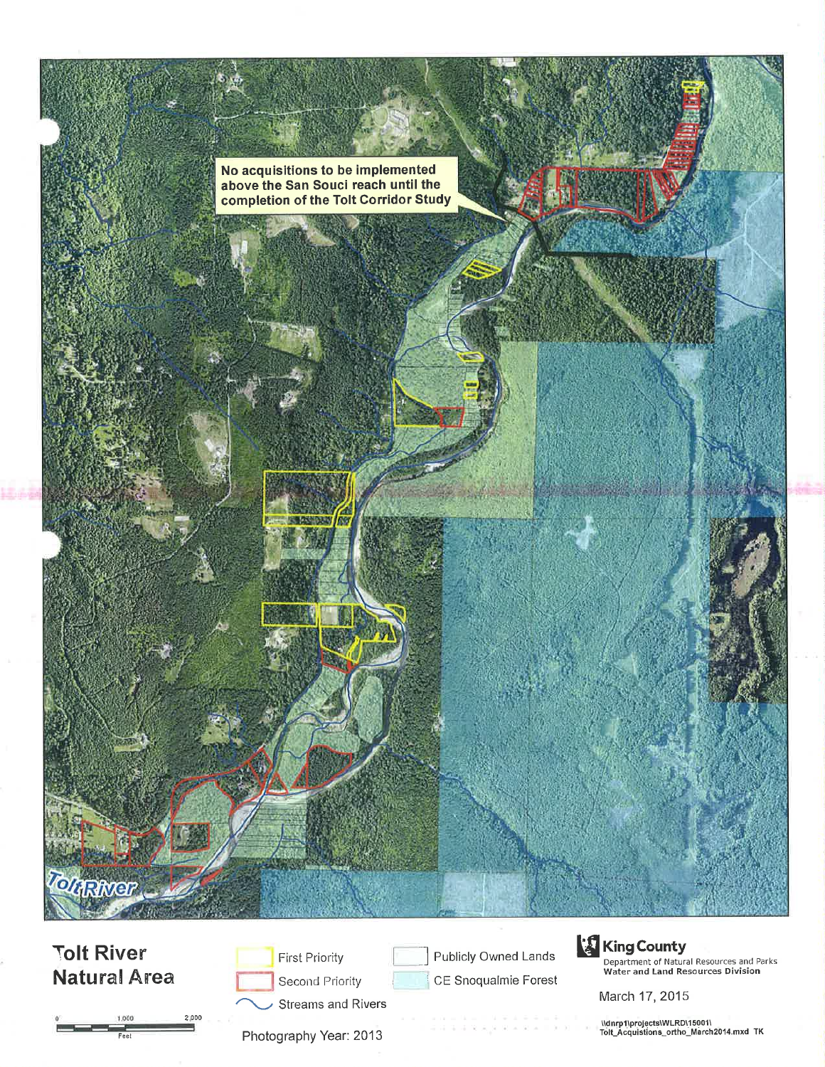No acquisitions to be implemented above the San Souci reach until the completion of the Tolt Corridor Study

Tolt River

# Tolt River Natural Area

First Priority

Second Priority

Streams and Rivers

Publicly Owned Lands

CE Snoqualmie Forest

0 1,000 2,000

Feet

Photography Year: 2013

**King County**

Department of Natural Resources and Parks
Water and Land Resources Division

March 17, 2015

\\dnrp1\projects\WLRD\15001\
Tolt_Acquistions_ortho_March2014.mxd TK